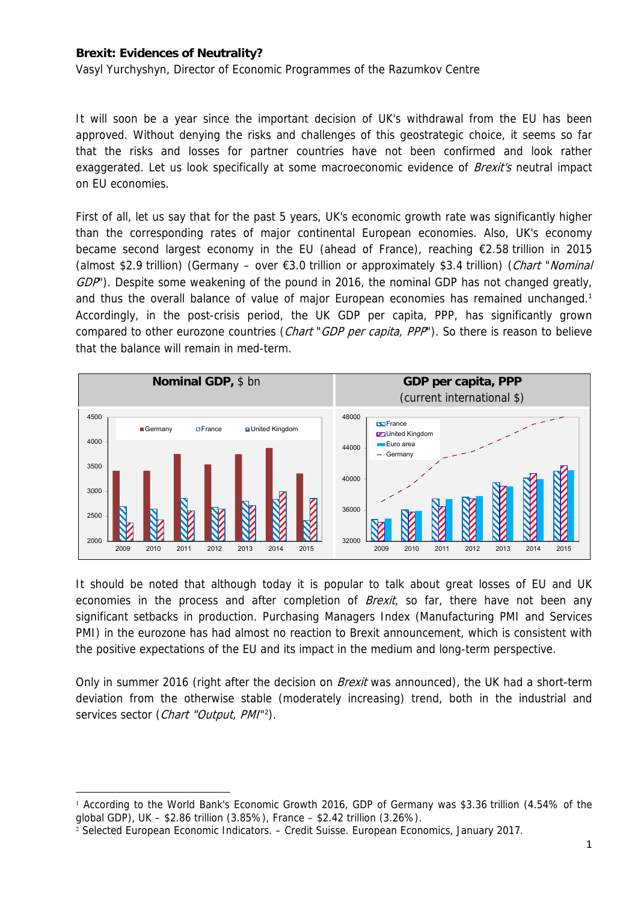**Brexit: Evidences of Neutrality?**

Vasyl Yurchyshyn, Director of Economic Programmes of the Razumkov Centre

It will soon be a year since the important decision of UK's withdrawal from the EU has been approved. Without denying the risks and challenges of this geostrategic choice, it seems so far that the risks and losses for partner countries have not been confirmed and look rather exaggerated. Let us look specifically at some macroeconomic evidence of *Brexit's* neutral impact on EU economies.

First of all, let us say that for the past 5 years, UK's economic growth rate was significantly higher than the corresponding rates of major continental European economies. Also, UK's economy became second largest economy in the EU (ahead of France), reaching €2.58 trillion in 2015 (almost $2.9 trillion) (Germany – over €3.0 trillion or approximately $3.4 trillion) (*Chart "Nominal GDP"*). Despite some weakening of the pound in 2016, the nominal GDP has not changed greatly, and thus the overall balance of value of major European economies has remained unchanged.[1] Accordingly, in the post-crisis period, the UK GDP per capita, PPP, has significantly grown compared to other eurozone countries (*Chart "GDP per capita, PPP"*). So there is reason to believe that the balance will remain in med-term.

**Nominal GDP,** $ bn

**GDP per capita, PPP** (current international $)

It should be noted that although today it is popular to talk about great losses of EU and UK economies in the process and after completion of *Brexit*, so far, there have not been any significant setbacks in production. Purchasing Managers Index (Manufacturing PMI and Services PMI) in the eurozone has had almost no reaction to Brexit announcement, which is consistent with the positive expectations of the EU and its impact in the medium and long-term perspective.

Only in summer 2016 (right after the decision on *Brexit* was announced), the UK had a short-term deviation from the otherwise stable (moderately increasing) trend, both in the industrial and services sector (*Chart "Output, PMI"*[2]).

---

[1] According to the World Bank's Economic Growth 2016, GDP of Germany was $3.36 trillion (4.54% of the global GDP), UK – $2.86 trillion (3.85%), France – $2.42 trillion (3.26%).

[2] Selected European Economic Indicators. – Credit Suisse. European Economics, January 2017.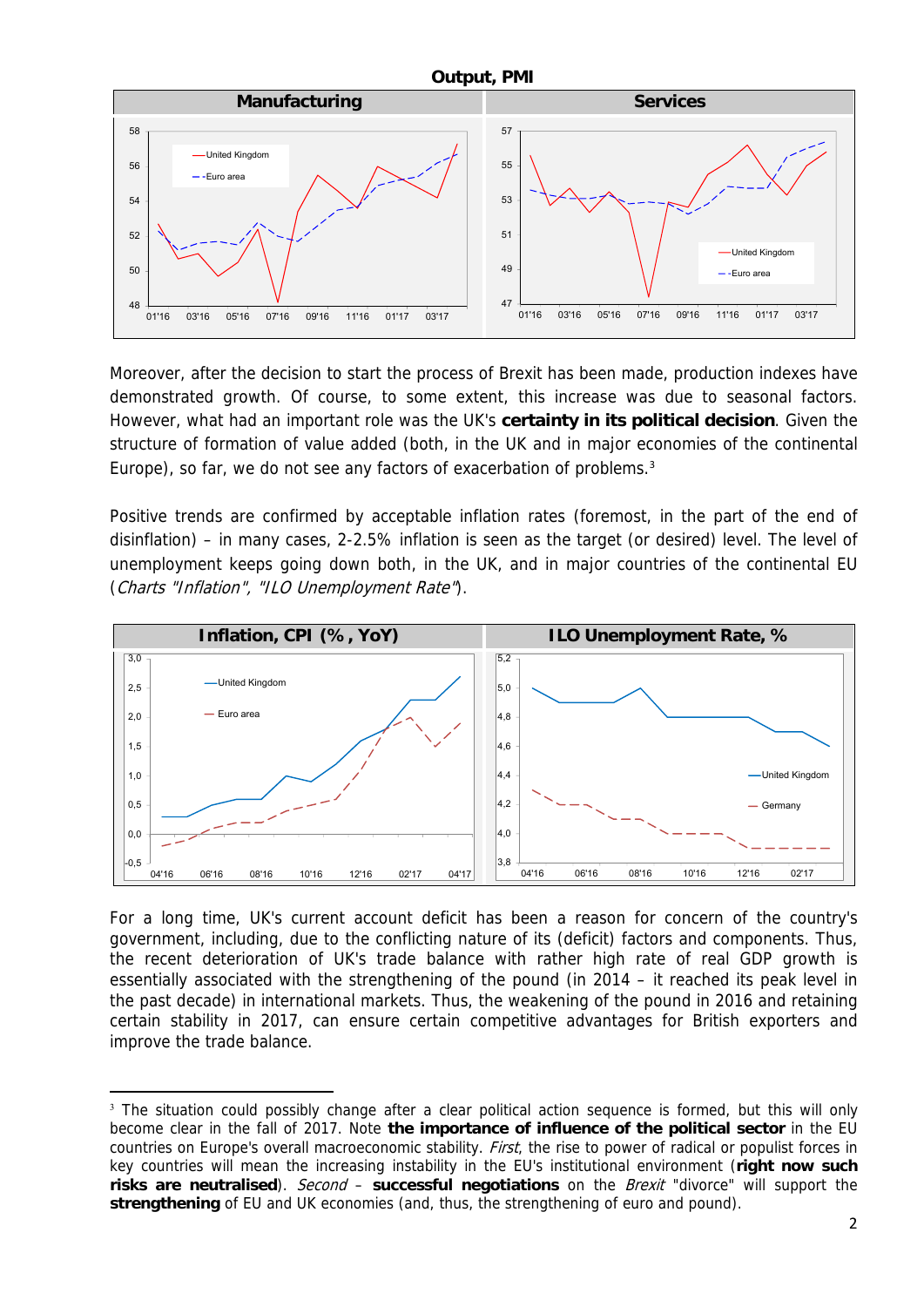**Output, PMI**

| Manufacturing | Services |
|---|---|

Moreover, after the decision to start the process of Brexit has been made, production indexes have demonstrated growth. Of course, to some extent, this increase was due to seasonal factors. However, what had an important role was the UK's **certainty in its political decision**. Given the structure of formation of value added (both, in the UK and in major economies of the continental Europe), so far, we do not see any factors of exacerbation of problems.[3]

Positive trends are confirmed by acceptable inflation rates (foremost, in the part of the end of disinflation) – in many cases, 2-2.5% inflation is seen as the target (or desired) level. The level of unemployment keeps going down both, in the UK, and in major countries of the continental EU (*Charts "Inflation", "ILO Unemployment Rate"*).

| Inflation, CPI (%, YoY) | ILO Unemployment Rate, % |
|---|---|

For a long time, UK's current account deficit has been a reason for concern of the country's government, including, due to the conflicting nature of its (deficit) factors and components. Thus, the recent deterioration of UK's trade balance with rather high rate of real GDP growth is essentially associated with the strengthening of the pound (in 2014 – it reached its peak level in the past decade) in international markets. Thus, the weakening of the pound in 2016 and retaining certain stability in 2017, can ensure certain competitive advantages for British exporters and improve the trade balance.

---

[3] The situation could possibly change after a clear political action sequence is formed, but this will only become clear in the fall of 2017. Note **the importance of influence of the political sector** in the EU countries on Europe's overall macroeconomic stability. *First*, the rise to power of radical or populist forces in key countries will mean the increasing instability in the EU's institutional environment (**right now such risks are neutralised**). *Second* – **successful negotiations** on the *Brexit* "divorce" will support the **strengthening** of EU and UK economies (and, thus, the strengthening of euro and pound).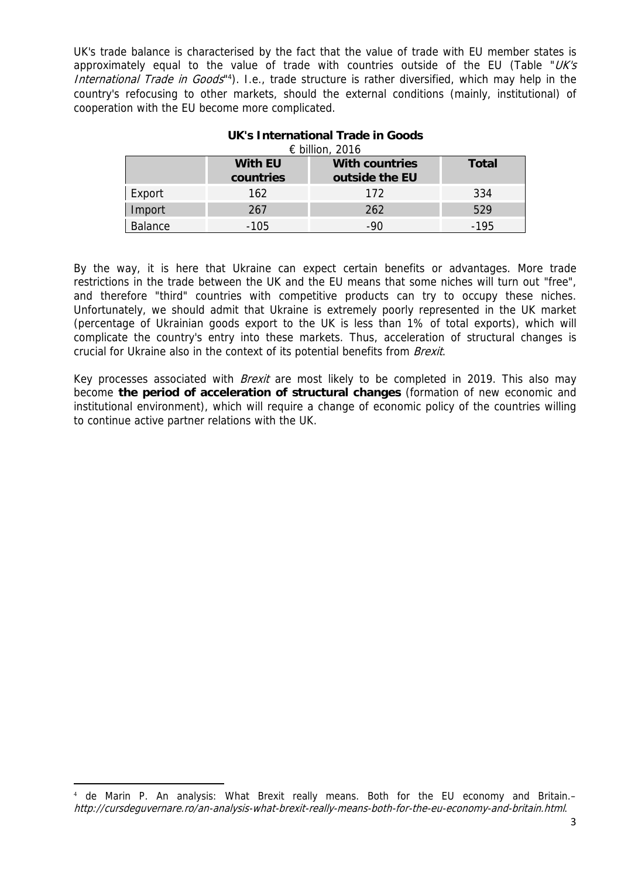UK's trade balance is characterised by the fact that the value of trade with EU member states is approximately equal to the value of trade with countries outside of the EU (Table "*UK's International Trade in Goods*"[4]). I.e., trade structure is rather diversified, which may help in the country's refocusing to other markets, should the external conditions (mainly, institutional) of cooperation with the EU become more complicated.

**UK's International Trade in Goods**

€ billion, 2016

| | With EU countries | With countries outside the EU | Total |
|---|---|---|---|
| Export | 162 | 172 | 334 |
| Import | 267 | 262 | 529 |
| Balance | -105 | -90 | -195 |

By the way, it is here that Ukraine can expect certain benefits or advantages. More trade restrictions in the trade between the UK and the EU means that some niches will turn out "free", and therefore "third" countries with competitive products can try to occupy these niches. Unfortunately, we should admit that Ukraine is extremely poorly represented in the UK market (percentage of Ukrainian goods export to the UK is less than 1% of total exports), which will complicate the country's entry into these markets. Thus, acceleration of structural changes is crucial for Ukraine also in the context of its potential benefits from *Brexit*.

Key processes associated with *Brexit* are most likely to be completed in 2019. This also may become **the period of acceleration of structural changes** (formation of new economic and institutional environment), which will require a change of economic policy of the countries willing to continue active partner relations with the UK.

---

[4] de Marin P. An analysis: What Brexit really means. Both for the EU economy and Britain.– *http://cursdeguvernare.ro/an-analysis-what-brexit-really-means-both-for-the-eu-economy-and-britain.html*.